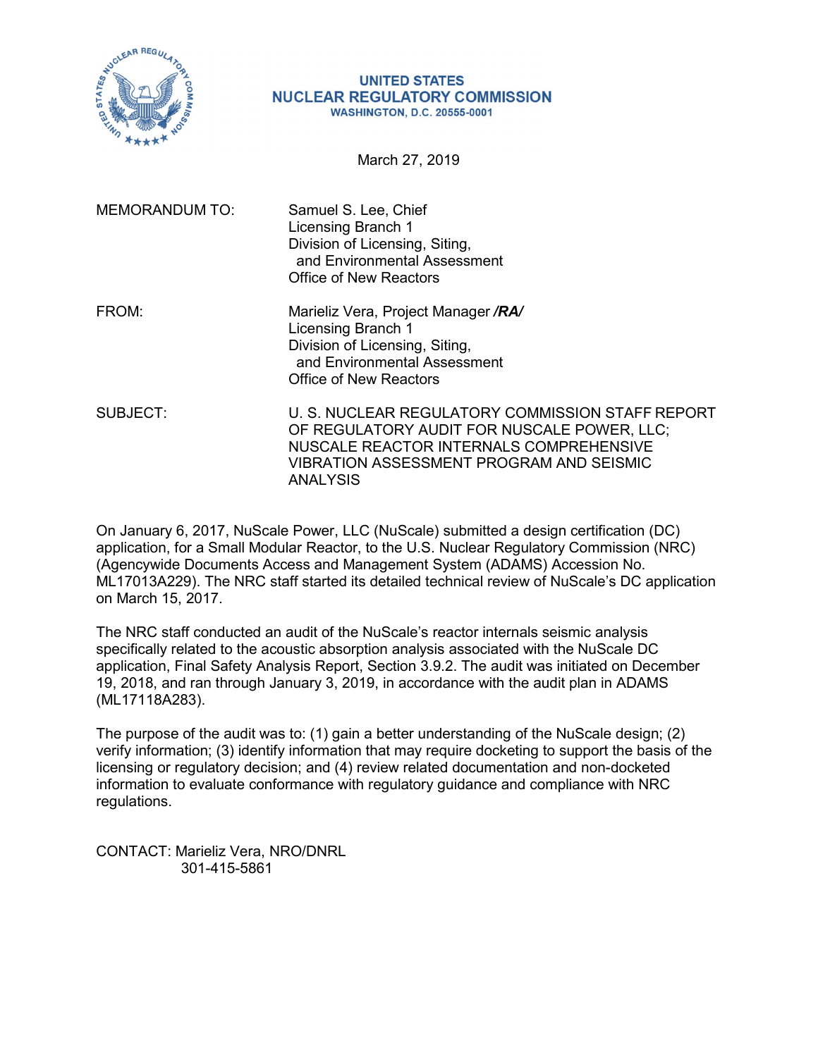**UNITED STATES**
**NUCLEAR REGULATORY COMMISSION**
**WASHINGTON, D.C. 20555-0001**

March 27, 2019

MEMORANDUM TO: Samuel S. Lee, Chief
Licensing Branch 1
Division of Licensing, Siting,
and Environmental Assessment
Office of New Reactors

FROM: Marieliz Vera, Project Manager ***/RA/***
Licensing Branch 1
Division of Licensing, Siting,
and Environmental Assessment
Office of New Reactors

SUBJECT: U. S. NUCLEAR REGULATORY COMMISSION STAFF REPORT OF REGULATORY AUDIT FOR NUSCALE POWER, LLC; NUSCALE REACTOR INTERNALS COMPREHENSIVE VIBRATION ASSESSMENT PROGRAM AND SEISMIC ANALYSIS

On January 6, 2017, NuScale Power, LLC (NuScale) submitted a design certification (DC) application, for a Small Modular Reactor, to the U.S. Nuclear Regulatory Commission (NRC) (Agencywide Documents Access and Management System (ADAMS) Accession No. ML17013A229). The NRC staff started its detailed technical review of NuScale's DC application on March 15, 2017.

The NRC staff conducted an audit of the NuScale's reactor internals seismic analysis specifically related to the acoustic absorption analysis associated with the NuScale DC application, Final Safety Analysis Report, Section 3.9.2. The audit was initiated on December 19, 2018, and ran through January 3, 2019, in accordance with the audit plan in ADAMS (ML17118A283).

The purpose of the audit was to: (1) gain a better understanding of the NuScale design; (2) verify information; (3) identify information that may require docketing to support the basis of the licensing or regulatory decision; and (4) review related documentation and non-docketed information to evaluate conformance with regulatory guidance and compliance with NRC regulations.

CONTACT: Marieliz Vera, NRO/DNRL
301-415-5861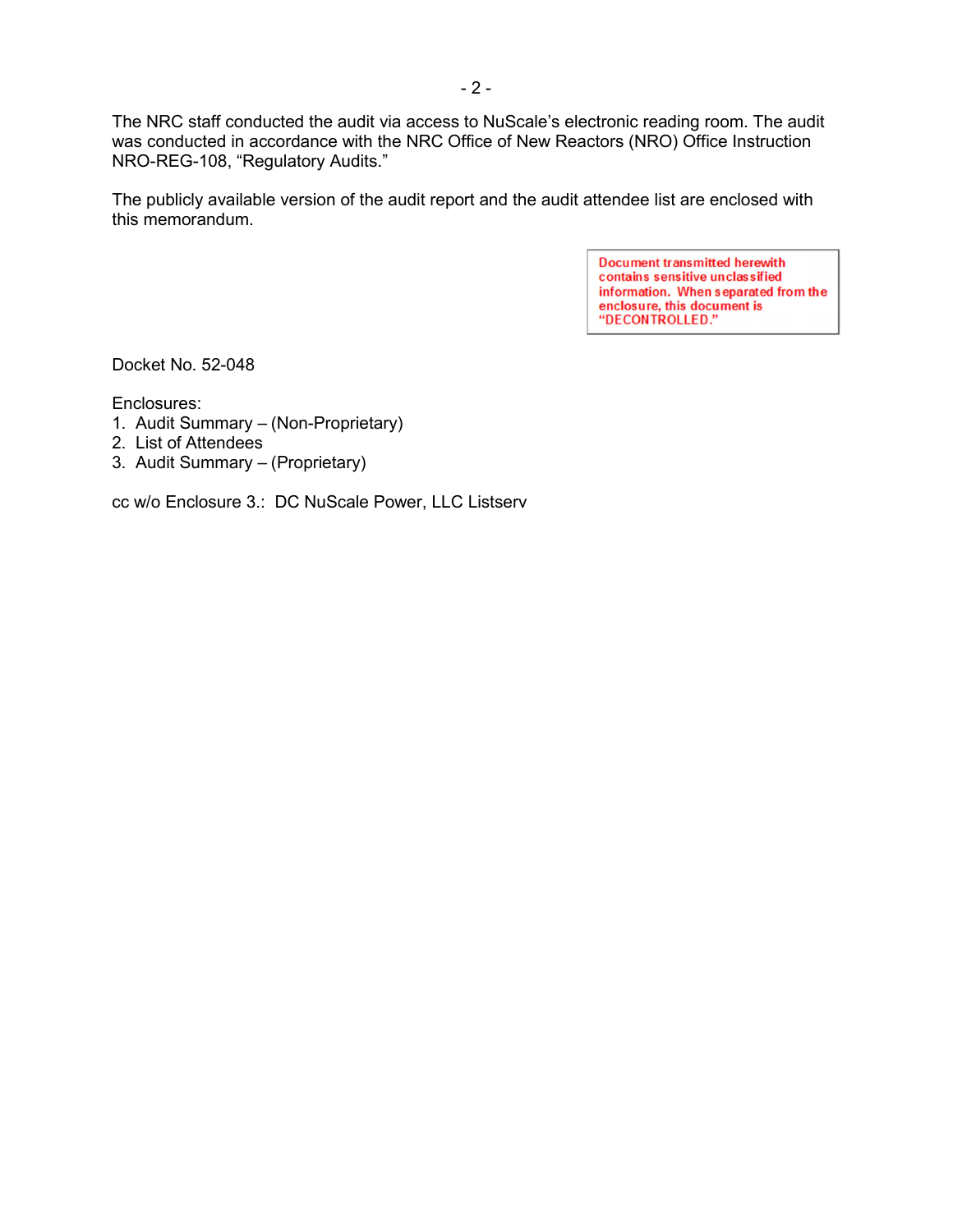The NRC staff conducted the audit via access to NuScale's electronic reading room. The audit was conducted in accordance with the NRC Office of New Reactors (NRO) Office Instruction NRO-REG-108, "Regulatory Audits."

The publicly available version of the audit report and the audit attendee list are enclosed with this memorandum.

> Document transmitted herewith contains sensitive unclassified information. When separated from the enclosure, this document is "DECONTROLLED."

Docket No. 52-048

Enclosures:
1. Audit Summary – (Non-Proprietary)
2. List of Attendees
3. Audit Summary – (Proprietary)

cc w/o Enclosure 3.: DC NuScale Power, LLC Listserv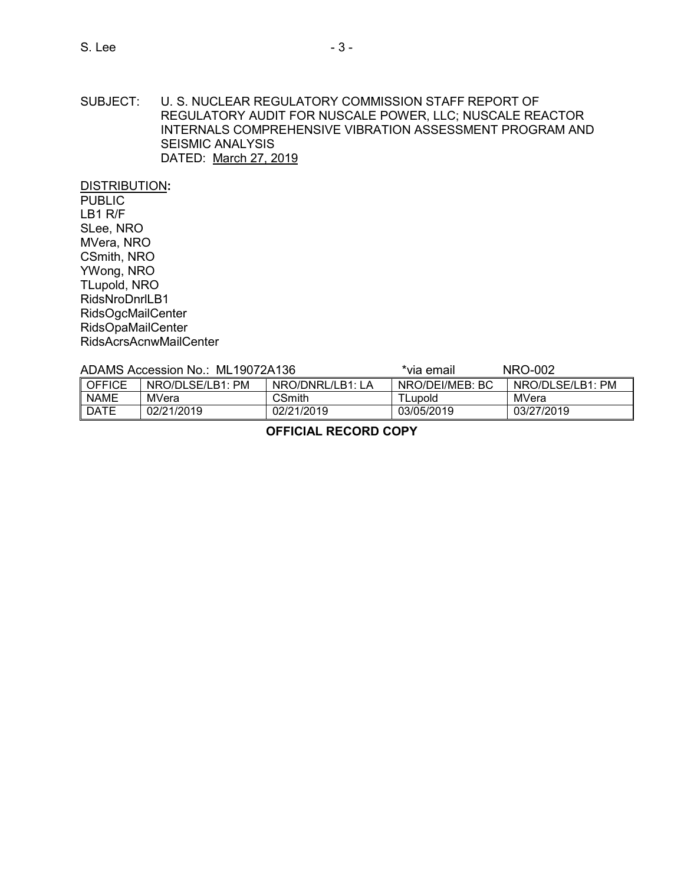SUBJECT: U. S. NUCLEAR REGULATORY COMMISSION STAFF REPORT OF REGULATORY AUDIT FOR NUSCALE POWER, LLC; NUSCALE REACTOR INTERNALS COMPREHENSIVE VIBRATION ASSESSMENT PROGRAM AND SEISMIC ANALYSIS
DATED: March 27, 2019

DISTRIBUTION:
PUBLIC
LB1 R/F
SLee, NRO
MVera, NRO
CSmith, NRO
YWong, NRO
TLupold, NRO
RidsNroDnrlLB1
RidsOgcMailCenter
RidsOpaMailCenter
RidsAcrsAcnwMailCenter

ADAMS Accession No.: ML19072A136 *via email NRO-002

| OFFICE | NRO/DLSE/LB1: PM | NRO/DNRL/LB1: LA | NRO/DEI/MEB: BC | NRO/DLSE/LB1: PM |
|---|---|---|---|---|
| NAME | MVera | CSmith | TLupold | MVera |
| DATE | 02/21/2019 | 02/21/2019 | 03/05/2019 | 03/27/2019 |

**OFFICIAL RECORD COPY**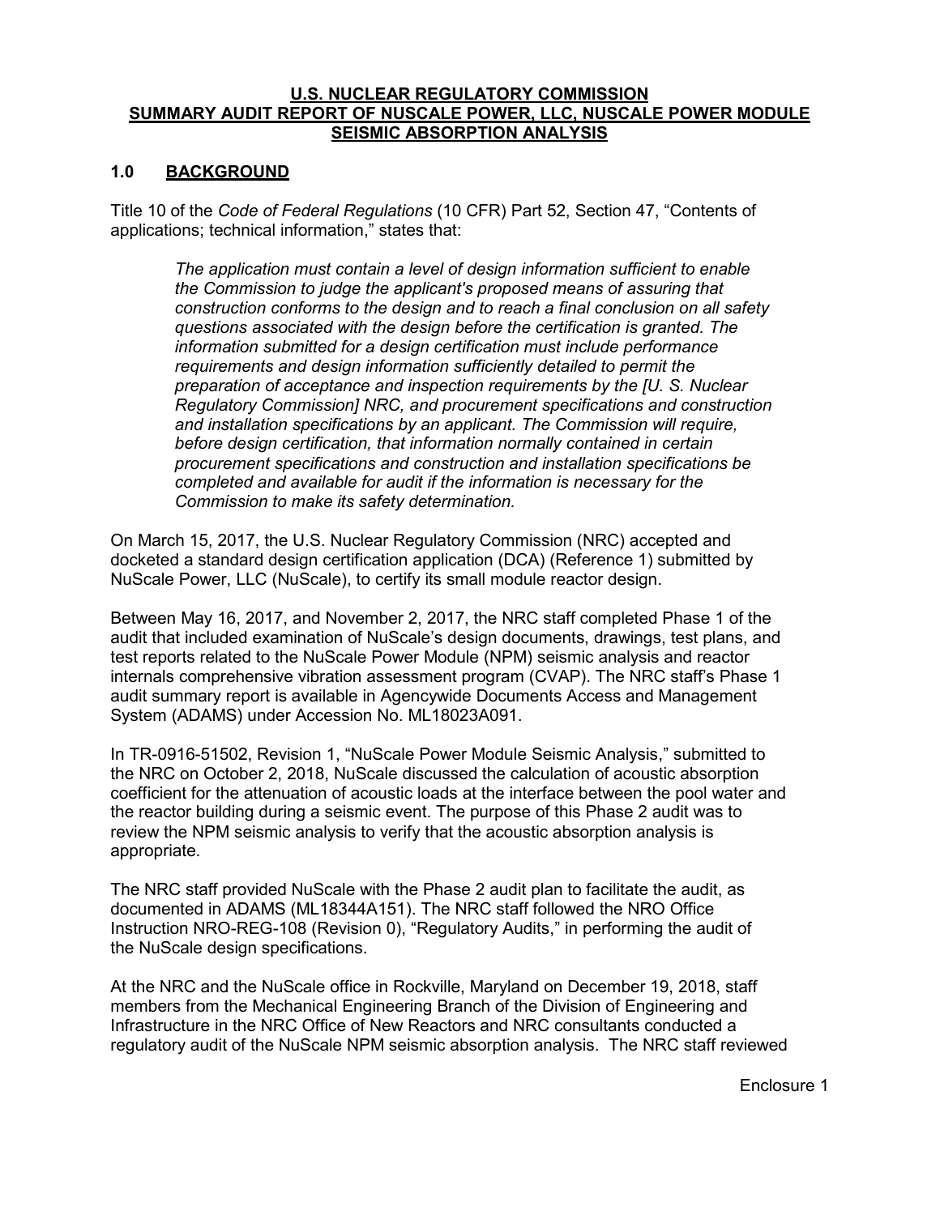**U.S. NUCLEAR REGULATORY COMMISSION**
**SUMMARY AUDIT REPORT OF NUSCALE POWER, LLC, NUSCALE POWER MODULE SEISMIC ABSORPTION ANALYSIS**

## 1.0 BACKGROUND

Title 10 of the *Code of Federal Regulations* (10 CFR) Part 52, Section 47, "Contents of applications; technical information," states that:

> *The application must contain a level of design information sufficient to enable the Commission to judge the applicant's proposed means of assuring that construction conforms to the design and to reach a final conclusion on all safety questions associated with the design before the certification is granted. The information submitted for a design certification must include performance requirements and design information sufficiently detailed to permit the preparation of acceptance and inspection requirements by the [U. S. Nuclear Regulatory Commission] NRC, and procurement specifications and construction and installation specifications by an applicant. The Commission will require, before design certification, that information normally contained in certain procurement specifications and construction and installation specifications be completed and available for audit if the information is necessary for the Commission to make its safety determination.*

On March 15, 2017, the U.S. Nuclear Regulatory Commission (NRC) accepted and docketed a standard design certification application (DCA) (Reference 1) submitted by NuScale Power, LLC (NuScale), to certify its small module reactor design.

Between May 16, 2017, and November 2, 2017, the NRC staff completed Phase 1 of the audit that included examination of NuScale's design documents, drawings, test plans, and test reports related to the NuScale Power Module (NPM) seismic analysis and reactor internals comprehensive vibration assessment program (CVAP). The NRC staff's Phase 1 audit summary report is available in Agencywide Documents Access and Management System (ADAMS) under Accession No. ML18023A091.

In TR-0916-51502, Revision 1, "NuScale Power Module Seismic Analysis," submitted to the NRC on October 2, 2018, NuScale discussed the calculation of acoustic absorption coefficient for the attenuation of acoustic loads at the interface between the pool water and the reactor building during a seismic event. The purpose of this Phase 2 audit was to review the NPM seismic analysis to verify that the acoustic absorption analysis is appropriate.

The NRC staff provided NuScale with the Phase 2 audit plan to facilitate the audit, as documented in ADAMS (ML18344A151). The NRC staff followed the NRO Office Instruction NRO-REG-108 (Revision 0), "Regulatory Audits," in performing the audit of the NuScale design specifications.

At the NRC and the NuScale office in Rockville, Maryland on December 19, 2018, staff members from the Mechanical Engineering Branch of the Division of Engineering and Infrastructure in the NRC Office of New Reactors and NRC consultants conducted a regulatory audit of the NuScale NPM seismic absorption analysis. The NRC staff reviewed

Enclosure 1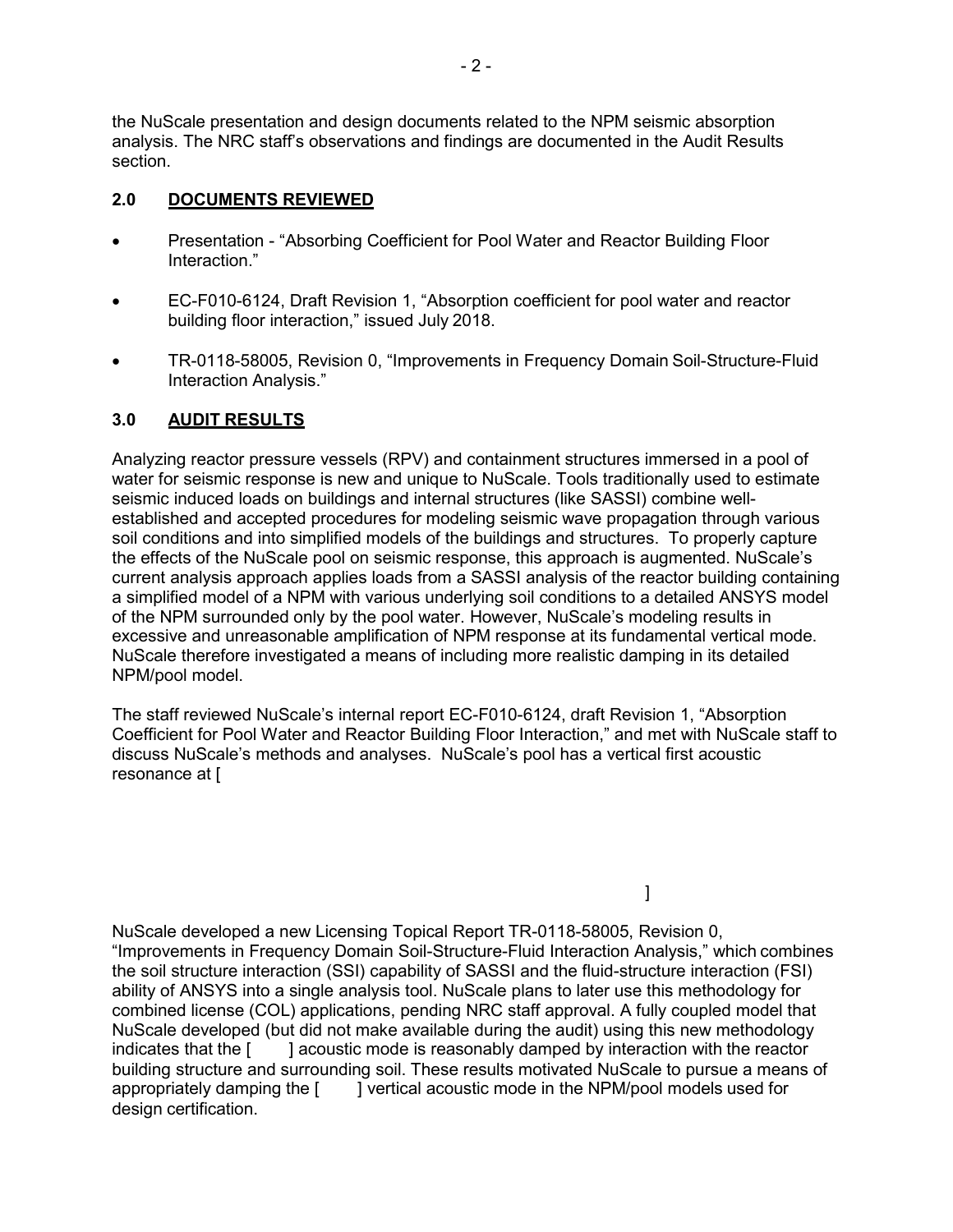the NuScale presentation and design documents related to the NPM seismic absorption analysis. The NRC staff's observations and findings are documented in the Audit Results section.

## 2.0 DOCUMENTS REVIEWED

- Presentation - "Absorbing Coefficient for Pool Water and Reactor Building Floor Interaction."
- EC-F010-6124, Draft Revision 1, "Absorption coefficient for pool water and reactor building floor interaction," issued July 2018.
- TR-0118-58005, Revision 0, "Improvements in Frequency Domain Soil-Structure-Fluid Interaction Analysis."

## 3.0 AUDIT RESULTS

Analyzing reactor pressure vessels (RPV) and containment structures immersed in a pool of water for seismic response is new and unique to NuScale. Tools traditionally used to estimate seismic induced loads on buildings and internal structures (like SASSI) combine well-established and accepted procedures for modeling seismic wave propagation through various soil conditions and into simplified models of the buildings and structures. To properly capture the effects of the NuScale pool on seismic response, this approach is augmented. NuScale's current analysis approach applies loads from a SASSI analysis of the reactor building containing a simplified model of a NPM with various underlying soil conditions to a detailed ANSYS model of the NPM surrounded only by the pool water. However, NuScale's modeling results in excessive and unreasonable amplification of NPM response at its fundamental vertical mode. NuScale therefore investigated a means of including more realistic damping in its detailed NPM/pool model.

The staff reviewed NuScale's internal report EC-F010-6124, draft Revision 1, "Absorption Coefficient for Pool Water and Reactor Building Floor Interaction," and met with NuScale staff to discuss NuScale's methods and analyses. NuScale's pool has a vertical first acoustic resonance at [

]

NuScale developed a new Licensing Topical Report TR-0118-58005, Revision 0, "Improvements in Frequency Domain Soil-Structure-Fluid Interaction Analysis," which combines the soil structure interaction (SSI) capability of SASSI and the fluid-structure interaction (FSI) ability of ANSYS into a single analysis tool. NuScale plans to later use this methodology for combined license (COL) applications, pending NRC staff approval. A fully coupled model that NuScale developed (but did not make available during the audit) using this new methodology indicates that the [ ] acoustic mode is reasonably damped by interaction with the reactor building structure and surrounding soil. These results motivated NuScale to pursue a means of appropriately damping the [ ] vertical acoustic mode in the NPM/pool models used for design certification.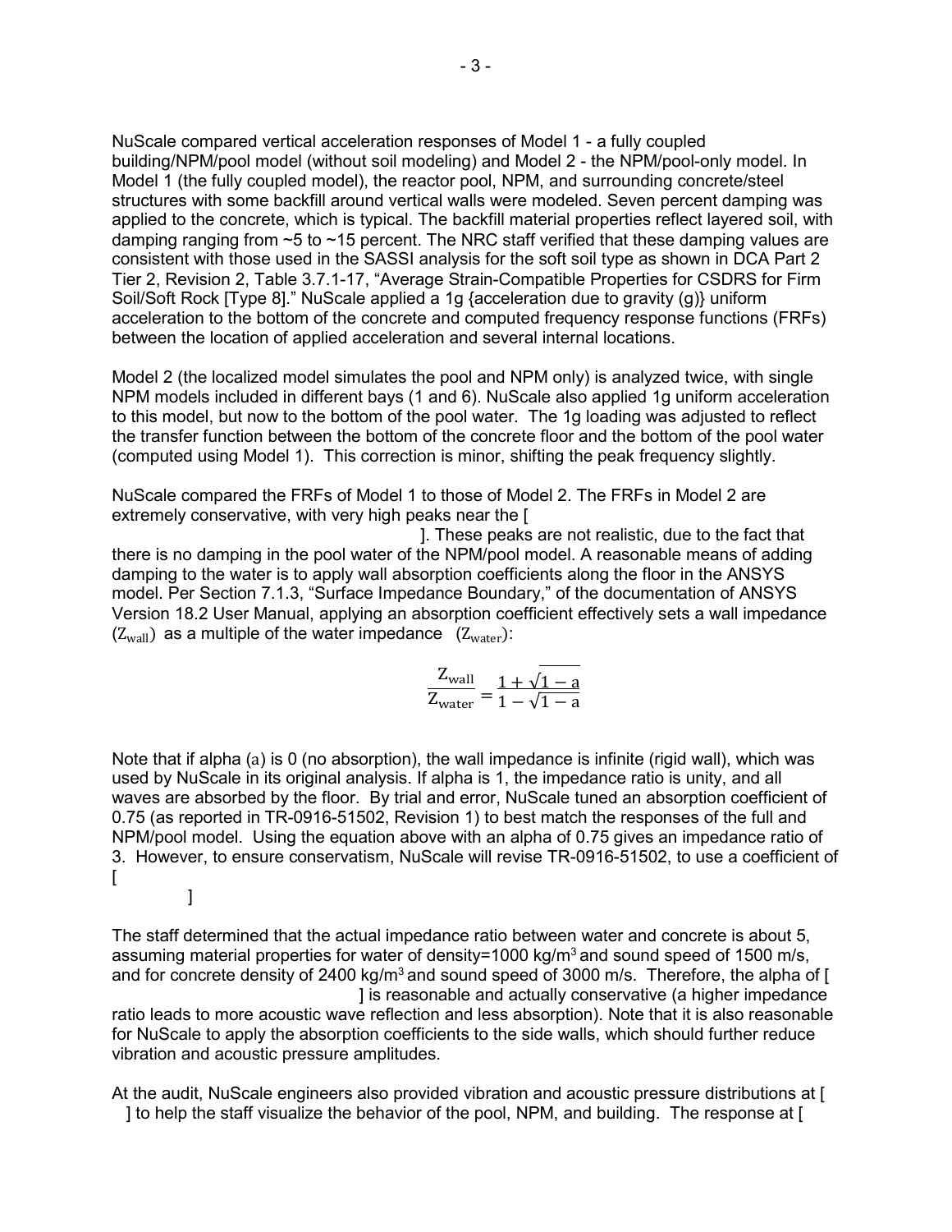NuScale compared vertical acceleration responses of Model 1 - a fully coupled building/NPM/pool model (without soil modeling) and Model 2 - the NPM/pool-only model. In Model 1 (the fully coupled model), the reactor pool, NPM, and surrounding concrete/steel structures with some backfill around vertical walls were modeled. Seven percent damping was applied to the concrete, which is typical. The backfill material properties reflect layered soil, with damping ranging from ~5 to ~15 percent. The NRC staff verified that these damping values are consistent with those used in the SASSI analysis for the soft soil type as shown in DCA Part 2 Tier 2, Revision 2, Table 3.7.1-17, "Average Strain-Compatible Properties for CSDRS for Firm Soil/Soft Rock [Type 8]." NuScale applied a 1g {acceleration due to gravity (g)} uniform acceleration to the bottom of the concrete and computed frequency response functions (FRFs) between the location of applied acceleration and several internal locations.

Model 2 (the localized model simulates the pool and NPM only) is analyzed twice, with single NPM models included in different bays (1 and 6). NuScale also applied 1g uniform acceleration to this model, but now to the bottom of the pool water. The 1g loading was adjusted to reflect the transfer function between the bottom of the concrete floor and the bottom of the pool water (computed using Model 1). This correction is minor, shifting the peak frequency slightly.

NuScale compared the FRFs of Model 1 to those of Model 2. The FRFs in Model 2 are extremely conservative, with very high peaks near the [ ]. These peaks are not realistic, due to the fact that there is no damping in the pool water of the NPM/pool model. A reasonable means of adding damping to the water is to apply wall absorption coefficients along the floor in the ANSYS model. Per Section 7.1.3, "Surface Impedance Boundary," of the documentation of ANSYS Version 18.2 User Manual, applying an absorption coefficient effectively sets a wall impedance ($Z_{wall}$) as a multiple of the water impedance ($Z_{water}$):

$$\frac{Z_{wall}}{Z_{water}} = \frac{1+\sqrt{1-a}}{1-\sqrt{1-a}}$$

Note that if alpha (a) is 0 (no absorption), the wall impedance is infinite (rigid wall), which was used by NuScale in its original analysis. If alpha is 1, the impedance ratio is unity, and all waves are absorbed by the floor. By trial and error, NuScale tuned an absorption coefficient of 0.75 (as reported in TR-0916-51502, Revision 1) to best match the responses of the full and NPM/pool model. Using the equation above with an alpha of 0.75 gives an impedance ratio of 3. However, to ensure conservatism, NuScale will revise TR-0916-51502, to use a coefficient of [ ]

The staff determined that the actual impedance ratio between water and concrete is about 5, assuming material properties for water of density=1000 kg/m$^3$ and sound speed of 1500 m/s, and for concrete density of 2400 kg/m$^3$ and sound speed of 3000 m/s. Therefore, the alpha of [ ] is reasonable and actually conservative (a higher impedance ratio leads to more acoustic wave reflection and less absorption). Note that it is also reasonable for NuScale to apply the absorption coefficients to the side walls, which should further reduce vibration and acoustic pressure amplitudes.

At the audit, NuScale engineers also provided vibration and acoustic pressure distributions at [ ] to help the staff visualize the behavior of the pool, NPM, and building. The response at [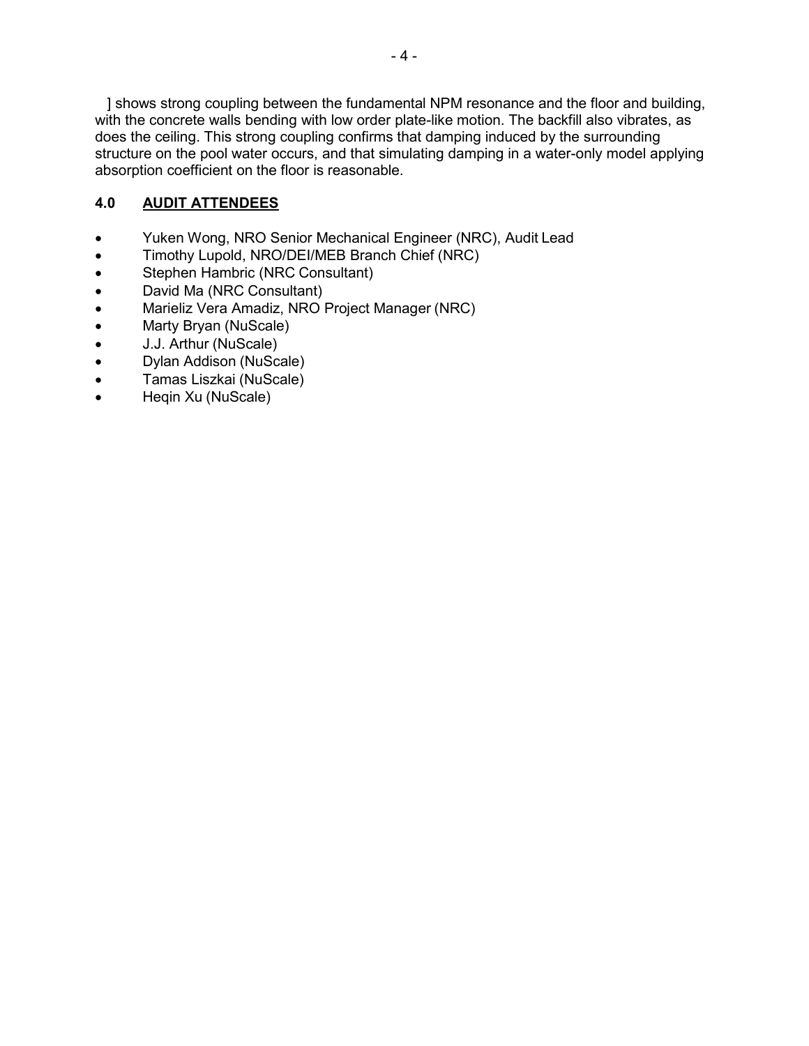] shows strong coupling between the fundamental NPM resonance and the floor and building, with the concrete walls bending with low order plate-like motion. The backfill also vibrates, as does the ceiling. This strong coupling confirms that damping induced by the surrounding structure on the pool water occurs, and that simulating damping in a water-only model applying absorption coefficient on the floor is reasonable.

## 4.0 AUDIT ATTENDEES

- Yuken Wong, NRO Senior Mechanical Engineer (NRC), Audit Lead
- Timothy Lupold, NRO/DEI/MEB Branch Chief (NRC)
- Stephen Hambric (NRC Consultant)
- David Ma (NRC Consultant)
- Marieliz Vera Amadiz, NRO Project Manager (NRC)
- Marty Bryan (NuScale)
- J.J. Arthur (NuScale)
- Dylan Addison (NuScale)
- Tamas Liszkai (NuScale)
- Heqin Xu (NuScale)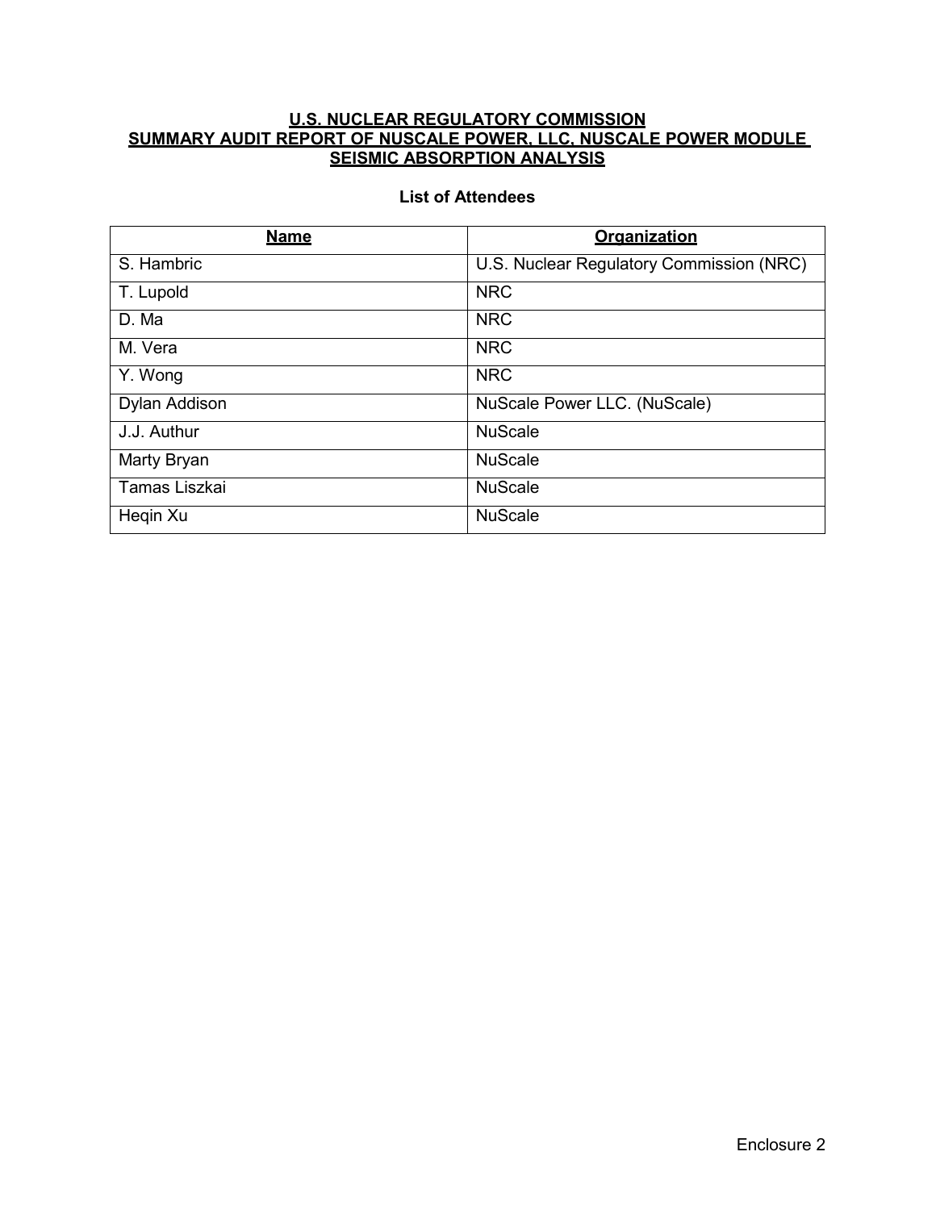**U.S. NUCLEAR REGULATORY COMMISSION**
**SUMMARY AUDIT REPORT OF NUSCALE POWER, LLC, NUSCALE POWER MODULE SEISMIC ABSORPTION ANALYSIS**

**List of Attendees**

| Name | Organization |
|---|---|
| S. Hambric | U.S. Nuclear Regulatory Commission (NRC) |
| T. Lupold | NRC |
| D. Ma | NRC |
| M. Vera | NRC |
| Y. Wong | NRC |
| Dylan Addison | NuScale Power LLC. (NuScale) |
| J.J. Authur | NuScale |
| Marty Bryan | NuScale |
| Tamas Liszkai | NuScale |
| Heqin Xu | NuScale |

Enclosure 2